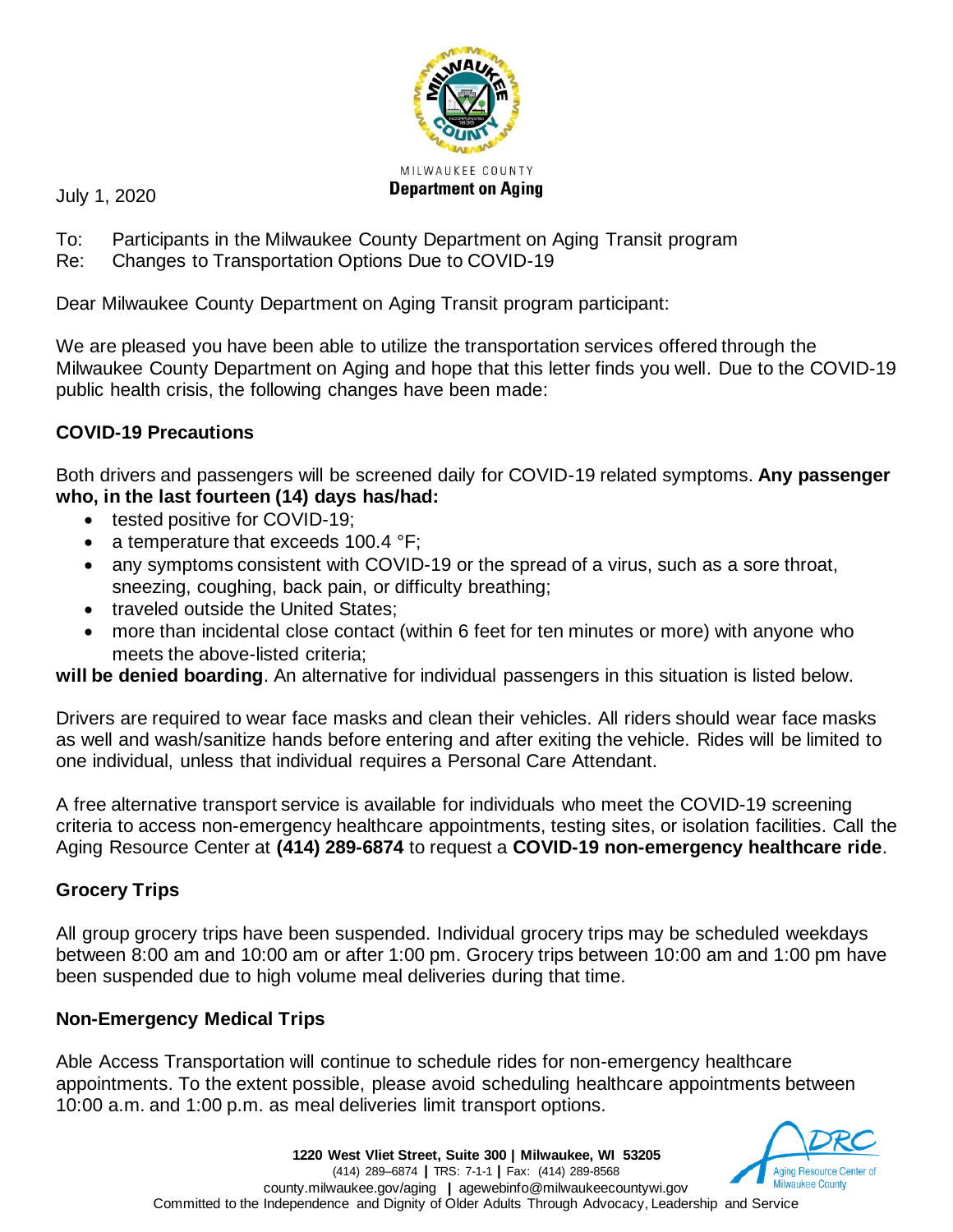MILWAUKEE COUNTY
**Department on Aging**

July 1, 2020

To: Participants in the Milwaukee County Department on Aging Transit program
Re: Changes to Transportation Options Due to COVID-19

Dear Milwaukee County Department on Aging Transit program participant:

We are pleased you have been able to utilize the transportation services offered through the Milwaukee County Department on Aging and hope that this letter finds you well. Due to the COVID-19 public health crisis, the following changes have been made:

**COVID-19 Precautions**

Both drivers and passengers will be screened daily for COVID-19 related symptoms. **Any passenger who, in the last fourteen (14) days has/had:**

- tested positive for COVID-19;
- a temperature that exceeds 100.4 °F;
- any symptoms consistent with COVID-19 or the spread of a virus, such as a sore throat, sneezing, coughing, back pain, or difficulty breathing;
- traveled outside the United States;
- more than incidental close contact (within 6 feet for ten minutes or more) with anyone who meets the above-listed criteria;

**will be denied boarding**. An alternative for individual passengers in this situation is listed below.

Drivers are required to wear face masks and clean their vehicles. All riders should wear face masks as well and wash/sanitize hands before entering and after exiting the vehicle. Rides will be limited to one individual, unless that individual requires a Personal Care Attendant.

A free alternative transport service is available for individuals who meet the COVID-19 screening criteria to access non-emergency healthcare appointments, testing sites, or isolation facilities. Call the Aging Resource Center at **(414) 289-6874** to request a **COVID-19 non-emergency healthcare ride**.

**Grocery Trips**

All group grocery trips have been suspended. Individual grocery trips may be scheduled weekdays between 8:00 am and 10:00 am or after 1:00 pm. Grocery trips between 10:00 am and 1:00 pm have been suspended due to high volume meal deliveries during that time.

**Non-Emergency Medical Trips**

Able Access Transportation will continue to schedule rides for non-emergency healthcare appointments. To the extent possible, please avoid scheduling healthcare appointments between 10:00 a.m. and 1:00 p.m. as meal deliveries limit transport options.

**1220 West Vliet Street, Suite 300 | Milwaukee, WI 53205**
(414) 289–6874 | TRS: 7-1-1 | Fax: (414) 289-8568
county.milwaukee.gov/aging | agewebinfo@milwaukeecountywi.gov
Committed to the Independence and Dignity of Older Adults Through Advocacy, Leadership and Service

ADRC Aging Resource Center of Milwaukee County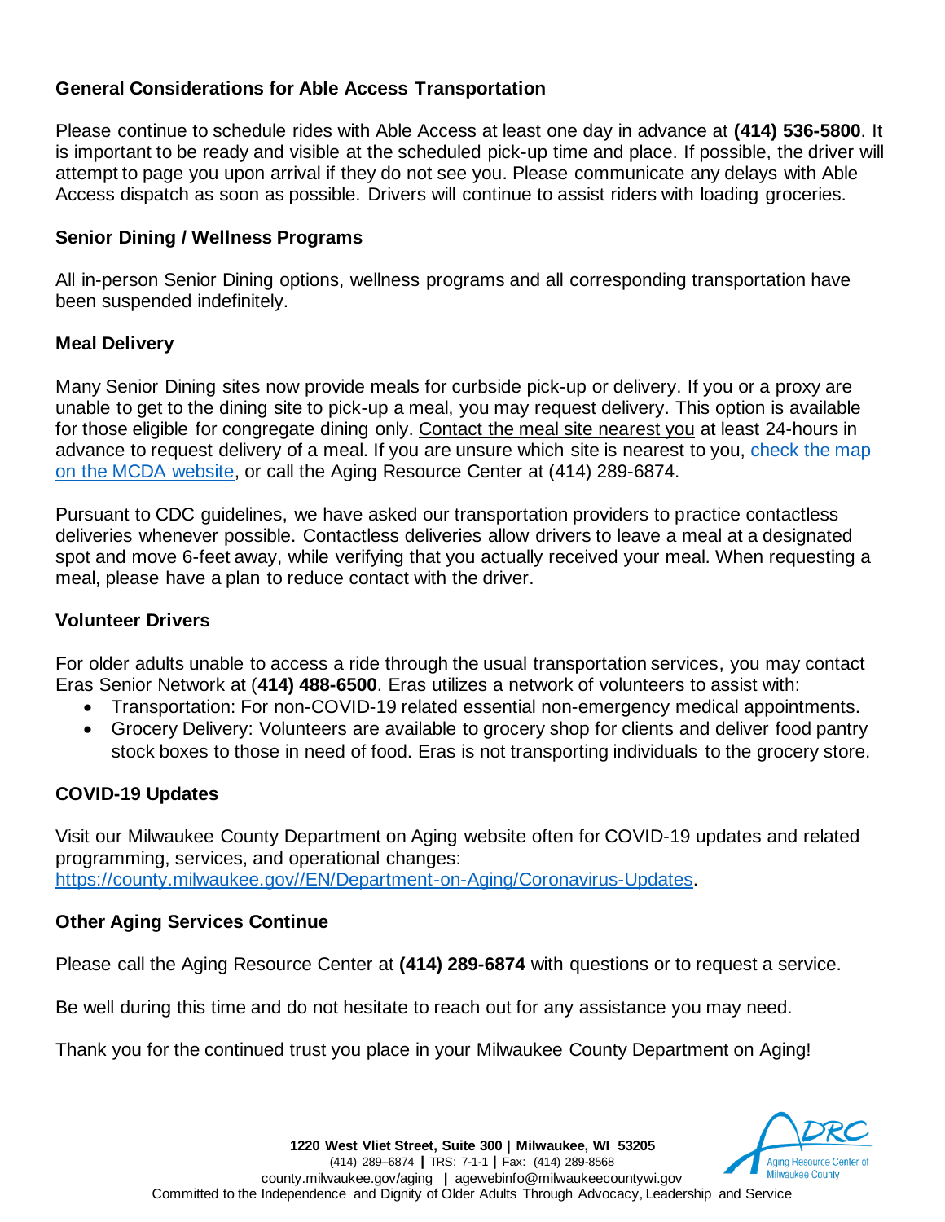**General Considerations for Able Access Transportation**

Please continue to schedule rides with Able Access at least one day in advance at **(414) 536-5800**. It is important to be ready and visible at the scheduled pick-up time and place. If possible, the driver will attempt to page you upon arrival if they do not see you. Please communicate any delays with Able Access dispatch as soon as possible. Drivers will continue to assist riders with loading groceries.

**Senior Dining / Wellness Programs**

All in-person Senior Dining options, wellness programs and all corresponding transportation have been suspended indefinitely.

**Meal Delivery**

Many Senior Dining sites now provide meals for curbside pick-up or delivery. If you or a proxy are unable to get to the dining site to pick-up a meal, you may request delivery. This option is available for those eligible for congregate dining only. Contact the meal site nearest you at least 24-hours in advance to request delivery of a meal. If you are unsure which site is nearest to you, check the map on the MCDA website, or call the Aging Resource Center at (414) 289-6874.

Pursuant to CDC guidelines, we have asked our transportation providers to practice contactless deliveries whenever possible. Contactless deliveries allow drivers to leave a meal at a designated spot and move 6-feet away, while verifying that you actually received your meal. When requesting a meal, please have a plan to reduce contact with the driver.

**Volunteer Drivers**

For older adults unable to access a ride through the usual transportation services, you may contact Eras Senior Network at (**414) 488-6500**. Eras utilizes a network of volunteers to assist with:

- Transportation: For non-COVID-19 related essential non-emergency medical appointments.
- Grocery Delivery: Volunteers are available to grocery shop for clients and deliver food pantry stock boxes to those in need of food. Eras is not transporting individuals to the grocery store.

**COVID-19 Updates**

Visit our Milwaukee County Department on Aging website often for COVID-19 updates and related programming, services, and operational changes: https://county.milwaukee.gov//EN/Department-on-Aging/Coronavirus-Updates.

**Other Aging Services Continue**

Please call the Aging Resource Center at **(414) 289-6874** with questions or to request a service.

Be well during this time and do not hesitate to reach out for any assistance you may need.

Thank you for the continued trust you place in your Milwaukee County Department on Aging!

**1220 West Vliet Street, Suite 300 | Milwaukee, WI 53205**
(414) 289–6874 | TRS: 7-1-1 | Fax: (414) 289-8568
county.milwaukee.gov/aging | agewebinfo@milwaukeecountywi.gov
Committed to the Independence and Dignity of Older Adults Through Advocacy, Leadership and Service

ADRC Aging Resource Center of Milwaukee County